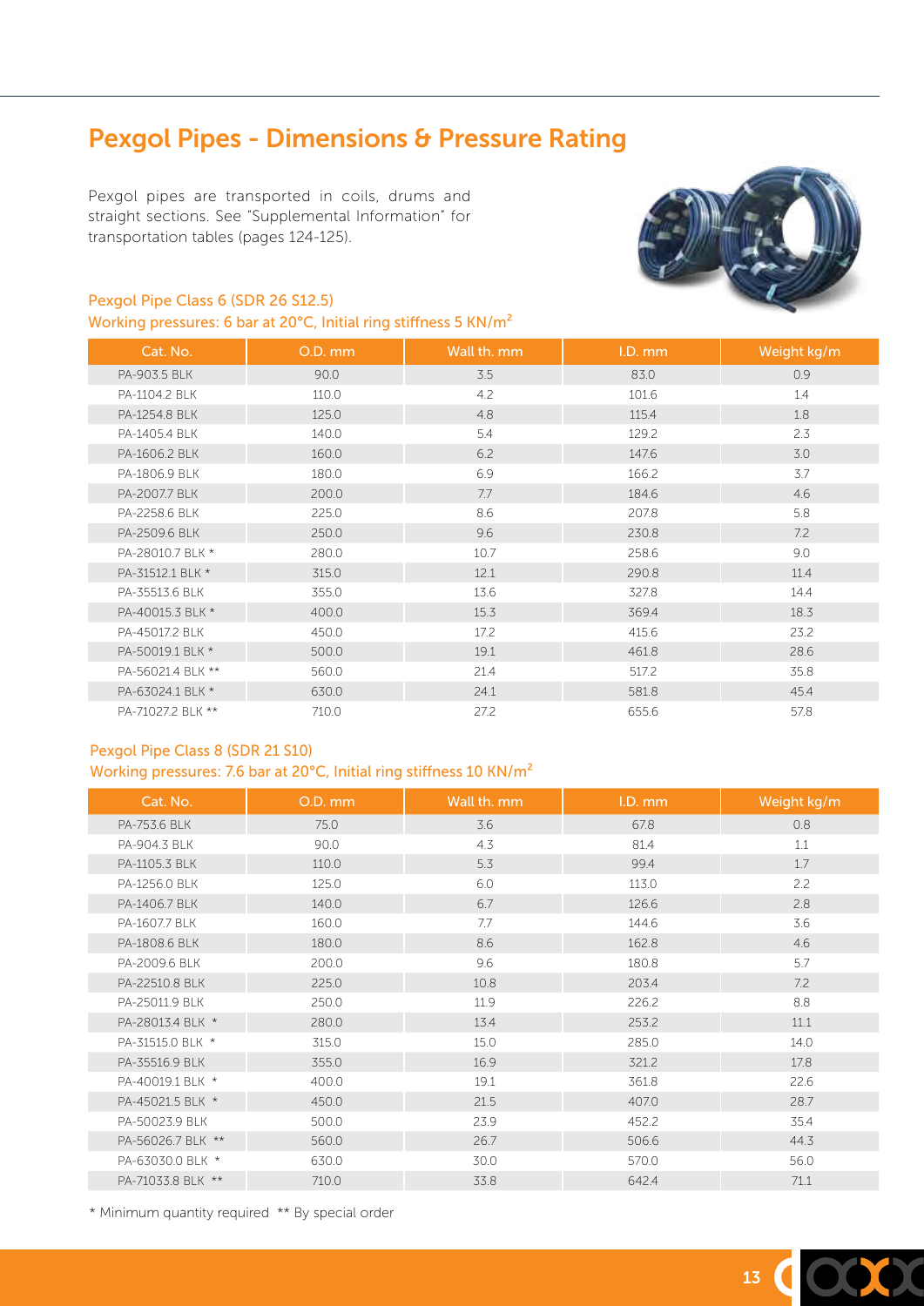# Pexgol Pipes - Dimensions & Pressure Rating

Pexgol pipes are transported in coils, drums and straight sections. See "Supplemental Information" for transportation tables (pages 124-125).

### Pexgol Pipe Class 6 (SDR 26 S12.5)

Working pressures: 6 bar at 20°C, Initial ring stiffness 5 KN/m²

| Cat. No. | O.D. mm | Wall th. mm | I.D. mm | Weight kg/m |
|---|---|---|---|---|
| PA-903.5 BLK | 90.0 | 3.5 | 83.0 | 0.9 |
| PA-1104.2 BLK | 110.0 | 4.2 | 101.6 | 1.4 |
| PA-1254.8 BLK | 125.0 | 4.8 | 115.4 | 1.8 |
| PA-1405.4 BLK | 140.0 | 5.4 | 129.2 | 2.3 |
| PA-1606.2 BLK | 160.0 | 6.2 | 147.6 | 3.0 |
| PA-1806.9 BLK | 180.0 | 6.9 | 166.2 | 3.7 |
| PA-2007.7 BLK | 200.0 | 7.7 | 184.6 | 4.6 |
| PA-2258.6 BLK | 225.0 | 8.6 | 207.8 | 5.8 |
| PA-2509.6 BLK | 250.0 | 9.6 | 230.8 | 7.2 |
| PA-28010.7 BLK * | 280.0 | 10.7 | 258.6 | 9.0 |
| PA-31512.1 BLK * | 315.0 | 12.1 | 290.8 | 11.4 |
| PA-35513.6 BLK | 355.0 | 13.6 | 327.8 | 14.4 |
| PA-40015.3 BLK * | 400.0 | 15.3 | 369.4 | 18.3 |
| PA-45017.2 BLK | 450.0 | 17.2 | 415.6 | 23.2 |
| PA-50019.1 BLK * | 500.0 | 19.1 | 461.8 | 28.6 |
| PA-56021.4 BLK ** | 560.0 | 21.4 | 517.2 | 35.8 |
| PA-63024.1 BLK * | 630.0 | 24.1 | 581.8 | 45.4 |
| PA-71027.2 BLK ** | 710.0 | 27.2 | 655.6 | 57.8 |

### Pexgol Pipe Class 8 (SDR 21 S10)

Working pressures: 7.6 bar at 20°C, Initial ring stiffness 10 KN/m²

| Cat. No. | O.D. mm | Wall th. mm | I.D. mm | Weight kg/m |
|---|---|---|---|---|
| PA-753.6 BLK | 75.0 | 3.6 | 67.8 | 0.8 |
| PA-904.3 BLK | 90.0 | 4.3 | 81.4 | 1.1 |
| PA-1105.3 BLK | 110.0 | 5.3 | 99.4 | 1.7 |
| PA-1256.0 BLK | 125.0 | 6.0 | 113.0 | 2.2 |
| PA-1406.7 BLK | 140.0 | 6.7 | 126.6 | 2.8 |
| PA-1607.7 BLK | 160.0 | 7.7 | 144.6 | 3.6 |
| PA-1808.6 BLK | 180.0 | 8.6 | 162.8 | 4.6 |
| PA-2009.6 BLK | 200.0 | 9.6 | 180.8 | 5.7 |
| PA-22510.8 BLK | 225.0 | 10.8 | 203.4 | 7.2 |
| PA-25011.9 BLK | 250.0 | 11.9 | 226.2 | 8.8 |
| PA-28013.4 BLK * | 280.0 | 13.4 | 253.2 | 11.1 |
| PA-31515.0 BLK * | 315.0 | 15.0 | 285.0 | 14.0 |
| PA-35516.9 BLK | 355.0 | 16.9 | 321.2 | 17.8 |
| PA-40019.1 BLK * | 400.0 | 19.1 | 361.8 | 22.6 |
| PA-45021.5 BLK * | 450.0 | 21.5 | 407.0 | 28.7 |
| PA-50023.9 BLK | 500.0 | 23.9 | 452.2 | 35.4 |
| PA-56026.7 BLK ** | 560.0 | 26.7 | 506.6 | 44.3 |
| PA-63030.0 BLK * | 630.0 | 30.0 | 570.0 | 56.0 |
| PA-71033.8 BLK ** | 710.0 | 33.8 | 642.4 | 71.1 |

* Minimum quantity required ** By special order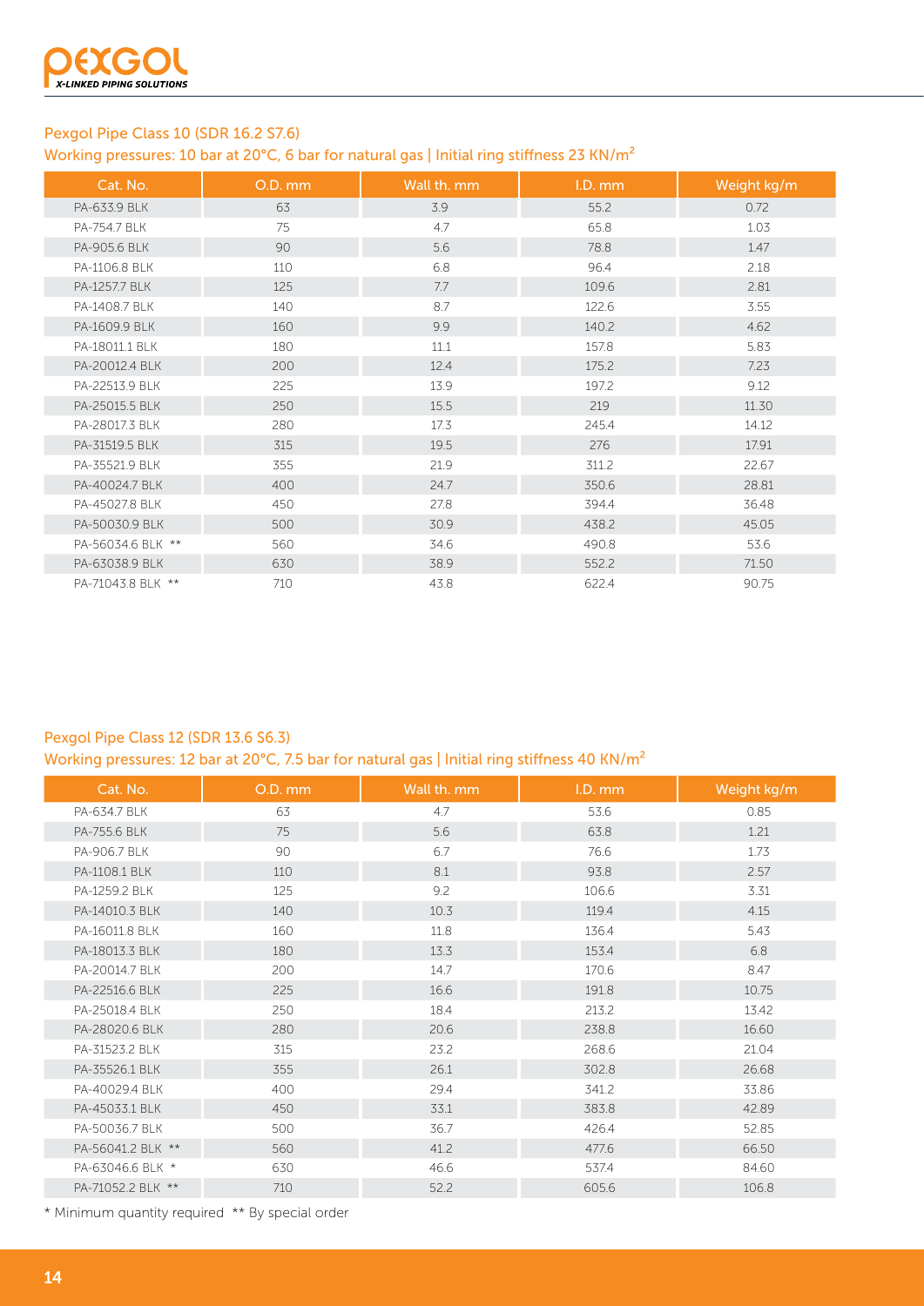## Pexgol Pipe Class 10 (SDR 16.2 S7.6)

Working pressures: 10 bar at 20°C, 6 bar for natural gas | Initial ring stiffness 23 KN/m²

| Cat. No. | O.D. mm | Wall th. mm | I.D. mm | Weight kg/m |
|---|---|---|---|---|
| PA-633.9 BLK | 63 | 3.9 | 55.2 | 0.72 |
| PA-754.7 BLK | 75 | 4.7 | 65.8 | 1.03 |
| PA-905.6 BLK | 90 | 5.6 | 78.8 | 1.47 |
| PA-1106.8 BLK | 110 | 6.8 | 96.4 | 2.18 |
| PA-1257.7 BLK | 125 | 7.7 | 109.6 | 2.81 |
| PA-1408.7 BLK | 140 | 8.7 | 122.6 | 3.55 |
| PA-1609.9 BLK | 160 | 9.9 | 140.2 | 4.62 |
| PA-18011.1 BLK | 180 | 11.1 | 157.8 | 5.83 |
| PA-20012.4 BLK | 200 | 12.4 | 175.2 | 7.23 |
| PA-22513.9 BLK | 225 | 13.9 | 197.2 | 9.12 |
| PA-25015.5 BLK | 250 | 15.5 | 219 | 11.30 |
| PA-28017.3 BLK | 280 | 17.3 | 245.4 | 14.12 |
| PA-31519.5 BLK | 315 | 19.5 | 276 | 17.91 |
| PA-35521.9 BLK | 355 | 21.9 | 311.2 | 22.67 |
| PA-40024.7 BLK | 400 | 24.7 | 350.6 | 28.81 |
| PA-45027.8 BLK | 450 | 27.8 | 394.4 | 36.48 |
| PA-50030.9 BLK | 500 | 30.9 | 438.2 | 45.05 |
| PA-56034.6 BLK ** | 560 | 34.6 | 490.8 | 53.6 |
| PA-63038.9 BLK | 630 | 38.9 | 552.2 | 71.50 |
| PA-71043.8 BLK ** | 710 | 43.8 | 622.4 | 90.75 |

## Pexgol Pipe Class 12 (SDR 13.6 S6.3)

Working pressures: 12 bar at 20°C, 7.5 bar for natural gas | Initial ring stiffness 40 KN/m²

| Cat. No. | O.D. mm | Wall th. mm | I.D. mm | Weight kg/m |
|---|---|---|---|---|
| PA-634.7 BLK | 63 | 4.7 | 53.6 | 0.85 |
| PA-755.6 BLK | 75 | 5.6 | 63.8 | 1.21 |
| PA-906.7 BLK | 90 | 6.7 | 76.6 | 1.73 |
| PA-1108.1 BLK | 110 | 8.1 | 93.8 | 2.57 |
| PA-1259.2 BLK | 125 | 9.2 | 106.6 | 3.31 |
| PA-14010.3 BLK | 140 | 10.3 | 119.4 | 4.15 |
| PA-16011.8 BLK | 160 | 11.8 | 136.4 | 5.43 |
| PA-18013.3 BLK | 180 | 13.3 | 153.4 | 6.8 |
| PA-20014.7 BLK | 200 | 14.7 | 170.6 | 8.47 |
| PA-22516.6 BLK | 225 | 16.6 | 191.8 | 10.75 |
| PA-25018.4 BLK | 250 | 18.4 | 213.2 | 13.42 |
| PA-28020.6 BLK | 280 | 20.6 | 238.8 | 16.60 |
| PA-31523.2 BLK | 315 | 23.2 | 268.6 | 21.04 |
| PA-35526.1 BLK | 355 | 26.1 | 302.8 | 26.68 |
| PA-40029.4 BLK | 400 | 29.4 | 341.2 | 33.86 |
| PA-45033.1 BLK | 450 | 33.1 | 383.8 | 42.89 |
| PA-50036.7 BLK | 500 | 36.7 | 426.4 | 52.85 |
| PA-56041.2 BLK ** | 560 | 41.2 | 477.6 | 66.50 |
| PA-63046.6 BLK * | 630 | 46.6 | 537.4 | 84.60 |
| PA-71052.2 BLK ** | 710 | 52.2 | 605.6 | 106.8 |

* Minimum quantity required ** By special order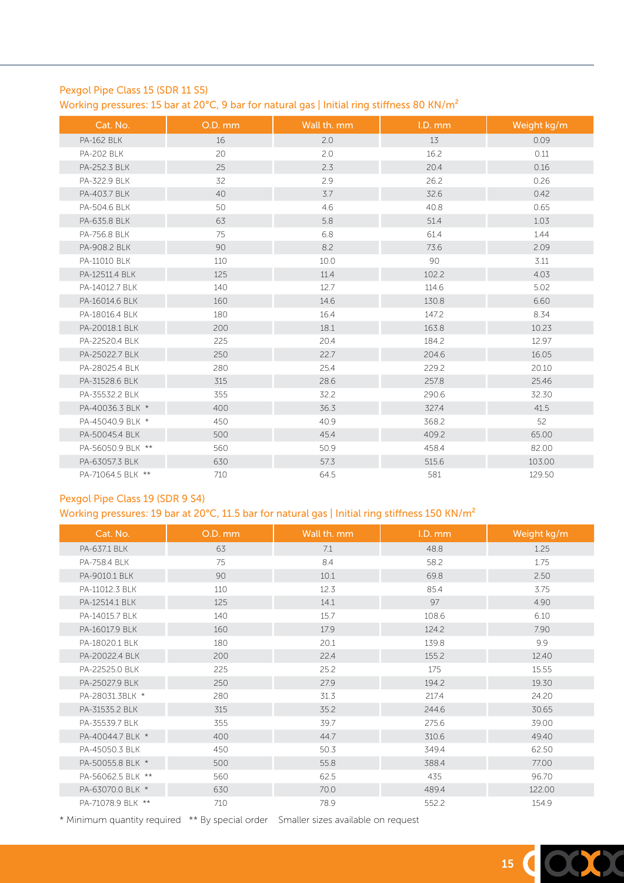## Pexgol Pipe Class 15 (SDR 11 S5)

### Working pressures: 15 bar at 20°C, 9 bar for natural gas | Initial ring stiffness 80 KN/m²

| Cat. No. | O.D. mm | Wall th. mm | I.D. mm | Weight kg/m |
|---|---|---|---|---|
| PA-162 BLK | 16 | 2.0 | 13 | 0.09 |
| PA-202 BLK | 20 | 2.0 | 16.2 | 0.11 |
| PA-252.3 BLK | 25 | 2.3 | 20.4 | 0.16 |
| PA-322.9 BLK | 32 | 2.9 | 26.2 | 0.26 |
| PA-403.7 BLK | 40 | 3.7 | 32.6 | 0.42 |
| PA-504.6 BLK | 50 | 4.6 | 40.8 | 0.65 |
| PA-635.8 BLK | 63 | 5.8 | 51.4 | 1.03 |
| PA-756.8 BLK | 75 | 6.8 | 61.4 | 1.44 |
| PA-908.2 BLK | 90 | 8.2 | 73.6 | 2.09 |
| PA-11010 BLK | 110 | 10.0 | 90 | 3.11 |
| PA-12511.4 BLK | 125 | 11.4 | 102.2 | 4.03 |
| PA-14012.7 BLK | 140 | 12.7 | 114.6 | 5.02 |
| PA-16014.6 BLK | 160 | 14.6 | 130.8 | 6.60 |
| PA-18016.4 BLK | 180 | 16.4 | 147.2 | 8.34 |
| PA-20018.1 BLK | 200 | 18.1 | 163.8 | 10.23 |
| PA-22520.4 BLK | 225 | 20.4 | 184.2 | 12.97 |
| PA-25022.7 BLK | 250 | 22.7 | 204.6 | 16.05 |
| PA-28025.4 BLK | 280 | 25.4 | 229.2 | 20.10 |
| PA-31528.6 BLK | 315 | 28.6 | 257.8 | 25.46 |
| PA-35532.2 BLK | 355 | 32.2 | 290.6 | 32.30 |
| PA-40036.3 BLK * | 400 | 36.3 | 327.4 | 41.5 |
| PA-45040.9 BLK * | 450 | 40.9 | 368.2 | 52 |
| PA-50045.4 BLK | 500 | 45.4 | 409.2 | 65.00 |
| PA-56050.9 BLK ** | 560 | 50.9 | 458.4 | 82.00 |
| PA-63057.3 BLK | 630 | 57.3 | 515.6 | 103.00 |
| PA-71064.5 BLK ** | 710 | 64.5 | 581 | 129.50 |

## Pexgol Pipe Class 19 (SDR 9 S4)

### Working pressures: 19 bar at 20°C, 11.5 bar for natural gas | Initial ring stiffness 150 KN/m²

| Cat. No. | O.D. mm | Wall th. mm | I.D. mm | Weight kg/m |
|---|---|---|---|---|
| PA-637.1 BLK | 63 | 7.1 | 48.8 | 1.25 |
| PA-758.4 BLK | 75 | 8.4 | 58.2 | 1.75 |
| PA-9010.1 BLK | 90 | 10.1 | 69.8 | 2.50 |
| PA-11012.3 BLK | 110 | 12.3 | 85.4 | 3.75 |
| PA-12514.1 BLK | 125 | 14.1 | 97 | 4.90 |
| PA-14015.7 BLK | 140 | 15.7 | 108.6 | 6.10 |
| PA-16017.9 BLK | 160 | 17.9 | 124.2 | 7.90 |
| PA-18020.1 BLK | 180 | 20.1 | 139.8 | 9.9 |
| PA-20022.4 BLK | 200 | 22.4 | 155.2 | 12.40 |
| PA-22525.0 BLK | 225 | 25.2 | 175 | 15.55 |
| PA-25027.9 BLK | 250 | 27.9 | 194.2 | 19.30 |
| PA-28031.3BLK * | 280 | 31.3 | 217.4 | 24.20 |
| PA-31535.2 BLK | 315 | 35.2 | 244.6 | 30.65 |
| PA-35539.7 BLK | 355 | 39.7 | 275.6 | 39.00 |
| PA-40044.7 BLK * | 400 | 44.7 | 310.6 | 49.40 |
| PA-45050.3 BLK | 450 | 50.3 | 349.4 | 62.50 |
| PA-50055.8 BLK * | 500 | 55.8 | 388.4 | 77.00 |
| PA-56062.5 BLK ** | 560 | 62.5 | 435 | 96.70 |
| PA-63070.0 BLK * | 630 | 70.0 | 489.4 | 122.00 |
| PA-71078.9 BLK ** | 710 | 78.9 | 552.2 | 154.9 |

\* Minimum quantity required  ** By special order  Smaller sizes available on request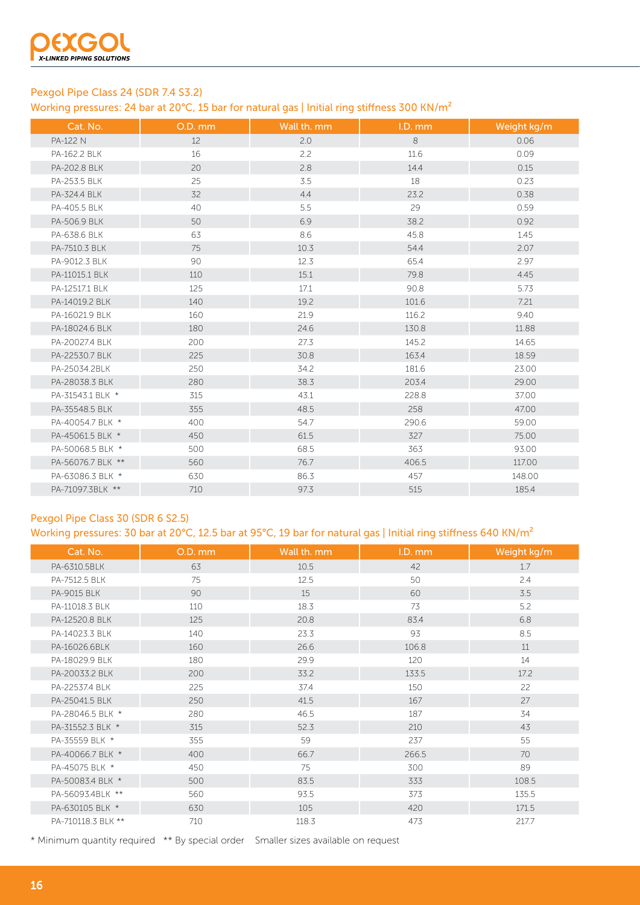## Pexgol Pipe Class 24 (SDR 7.4 S3.2)

Working pressures: 24 bar at 20°C, 15 bar for natural gas | Initial ring stiffness 300 KN/m²

| Cat. No. | O.D. mm | Wall th. mm | I.D. mm | Weight kg/m |
|---|---|---|---|---|
| PA-122 N | 12 | 2.0 | 8 | 0.06 |
| PA-162.2 BLK | 16 | 2.2 | 11.6 | 0.09 |
| PA-202.8 BLK | 20 | 2.8 | 14.4 | 0.15 |
| PA-253.5 BLK | 25 | 3.5 | 18 | 0.23 |
| PA-324.4 BLK | 32 | 4.4 | 23.2 | 0.38 |
| PA-405.5 BLK | 40 | 5.5 | 29 | 0.59 |
| PA-506.9 BLK | 50 | 6.9 | 38.2 | 0.92 |
| PA-638.6 BLK | 63 | 8.6 | 45.8 | 1.45 |
| PA-7510.3 BLK | 75 | 10.3 | 54.4 | 2.07 |
| PA-9012.3 BLK | 90 | 12.3 | 65.4 | 2.97 |
| PA-11015.1 BLK | 110 | 15.1 | 79.8 | 4.45 |
| PA-12517.1 BLK | 125 | 17.1 | 90.8 | 5.73 |
| PA-14019.2 BLK | 140 | 19.2 | 101.6 | 7.21 |
| PA-16021.9 BLK | 160 | 21.9 | 116.2 | 9.40 |
| PA-18024.6 BLK | 180 | 24.6 | 130.8 | 11.88 |
| PA-20027.4 BLK | 200 | 27.3 | 145.2 | 14.65 |
| PA-22530.7 BLK | 225 | 30.8 | 163.4 | 18.59 |
| PA-25034.2BLK | 250 | 34.2 | 181.6 | 23.00 |
| PA-28038.3 BLK | 280 | 38.3 | 203.4 | 29.00 |
| PA-31543.1 BLK * | 315 | 43.1 | 228.8 | 37.00 |
| PA-35548.5 BLK | 355 | 48.5 | 258 | 47.00 |
| PA-40054.7 BLK * | 400 | 54.7 | 290.6 | 59.00 |
| PA-45061.5 BLK * | 450 | 61.5 | 327 | 75.00 |
| PA-50068.5 BLK * | 500 | 68.5 | 363 | 93.00 |
| PA-56076.7 BLK ** | 560 | 76.7 | 406.5 | 117.00 |
| PA-63086.3 BLK * | 630 | 86.3 | 457 | 148.00 |
| PA-71097.3BLK ** | 710 | 97.3 | 515 | 185.4 |

## Pexgol Pipe Class 30 (SDR 6 S2.5)

Working pressures: 30 bar at 20°C, 12.5 bar at 95°C, 19 bar for natural gas | Initial ring stiffness 640 KN/m²

| Cat. No. | O.D. mm | Wall th. mm | I.D. mm | Weight kg/m |
|---|---|---|---|---|
| PA-6310.5BLK | 63 | 10.5 | 42 | 1.7 |
| PA-7512.5 BLK | 75 | 12.5 | 50 | 2.4 |
| PA-9015 BLK | 90 | 15 | 60 | 3.5 |
| PA-11018.3 BLK | 110 | 18.3 | 73 | 5.2 |
| PA-12520.8 BLK | 125 | 20.8 | 83.4 | 6.8 |
| PA-14023.3 BLK | 140 | 23.3 | 93 | 8.5 |
| PA-16026.6BLK | 160 | 26.6 | 106.8 | 11 |
| PA-18029.9 BLK | 180 | 29.9 | 120 | 14 |
| PA-20033.2 BLK | 200 | 33.2 | 133.5 | 17.2 |
| PA-22537.4 BLK | 225 | 37.4 | 150 | 22 |
| PA-25041.5 BLK | 250 | 41.5 | 167 | 27 |
| PA-28046.5 BLK * | 280 | 46.5 | 187 | 34 |
| PA-31552.3 BLK * | 315 | 52.3 | 210 | 43 |
| PA-35559 BLK * | 355 | 59 | 237 | 55 |
| PA-40066.7 BLK * | 400 | 66.7 | 266.5 | 70 |
| PA-45075 BLK * | 450 | 75 | 300 | 89 |
| PA-50083.4 BLK * | 500 | 83.5 | 333 | 108.5 |
| PA-56093.4BLK ** | 560 | 93.5 | 373 | 135.5 |
| PA-630105 BLK * | 630 | 105 | 420 | 171.5 |
| PA-710118.3 BLK ** | 710 | 118.3 | 473 | 217.7 |

* Minimum quantity required ** By special order Smaller sizes available on request